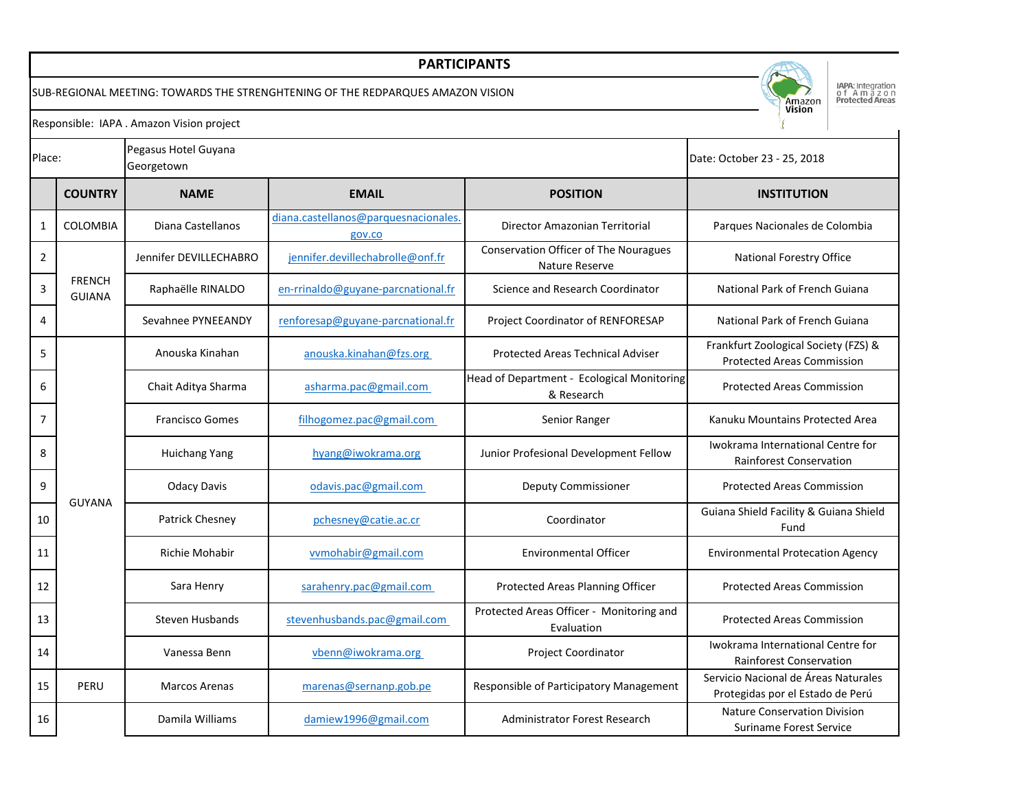# PARTICIPANTS

SUB-REGIONAL MEETING: TOWARDS THE STRENGHTENING OF THE REDPARQUES AMAZON VISION

Responsible: IAPA . Amazon Vision project

| Place: | Pegasus Hotel Guyana Georgetown | Date: October 23 - 25, 2018 |
|---|---|---|

| | COUNTRY | NAME | EMAIL | POSITION | INSTITUTION |
|---|---|---|---|---|---|
| 1 | COLOMBIA | Diana Castellanos | diana.castellanos@parquesnacionales.gov.co | Director Amazonian Territorial | Parques Nacionales de Colombia |
| 2 | FRENCH GUIANA | Jennifer DEVILLECHABRO | jennifer.devillechabrolle@onf.fr | Conservation Officer of The Nouragues Nature Reserve | National Forestry Office |
| 3 | | Raphaëlle RINALDO | en-rrinaldo@guyane-parcnational.fr | Science and Research Coordinator | National Park of French Guiana |
| 4 | | Sevahnee PYNEEANDY | renforesap@guyane-parcnational.fr | Project Coordinator of RENFORESAP | National Park of French Guiana |
| 5 | GUYANA | Anouska Kinahan | anouska.kinahan@fzs.org | Protected Areas Technical Adviser | Frankfurt Zoological Society (FZS) & Protected Areas Commission |
| 6 | | Chait Aditya Sharma | asharma.pac@gmail.com | Head of Department - Ecological Monitoring & Research | Protected Areas Commission |
| 7 | | Francisco Gomes | filhogomez.pac@gmail.com | Senior Ranger | Kanuku Mountains Protected Area |
| 8 | | Huichang Yang | hyang@iwokrama.org | Junior Profesional Development Fellow | Iwokrama International Centre for Rainforest Conservation |
| 9 | | Odacy Davis | odavis.pac@gmail.com | Deputy Commissioner | Protected Areas Commission |
| 10 | | Patrick Chesney | pchesney@catie.ac.cr | Coordinator | Guiana Shield Facility & Guiana Shield Fund |
| 11 | | Richie Mohabir | vvmohabir@gmail.com | Environmental Officer | Environmental Protecation Agency |
| 12 | | Sara Henry | sarahenry.pac@gmail.com | Protected Areas Planning Officer | Protected Areas Commission |
| 13 | | Steven Husbands | stevenhusbands.pac@gmail.com | Protected Areas Officer - Monitoring and Evaluation | Protected Areas Commission |
| 14 | | Vanessa Benn | vbenn@iwokrama.org | Project Coordinator | Iwokrama International Centre for Rainforest Conservation |
| 15 | PERU | Marcos Arenas | marenas@sernanp.gob.pe | Responsible of Participatory Management | Servicio Nacional de Áreas Naturales Protegidas por el Estado de Perú |
| 16 | | Damila Williams | damiew1996@gmail.com | Administrator Forest Research | Nature Conservation Division Suriname Forest Service |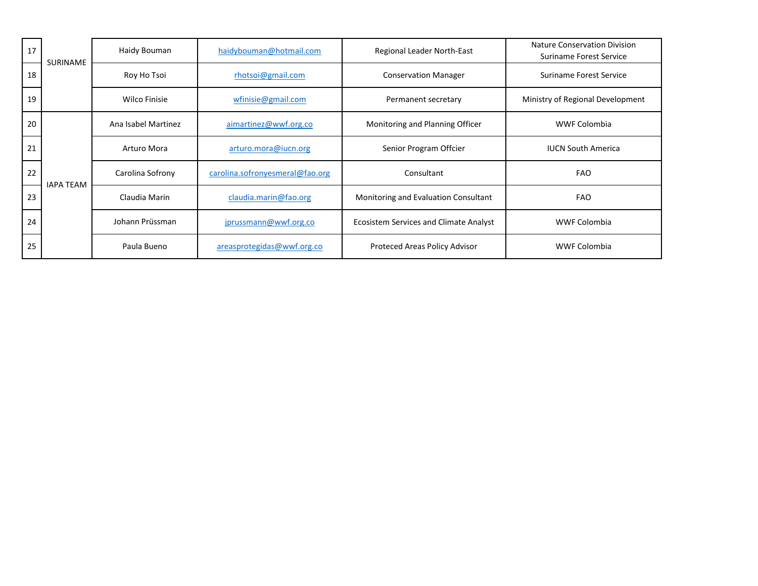| | | | | | |
|---|---|---|---|---|---|
| 17 | SURINAME | Haidy Bouman | haidybouman@hotmail.com | Regional Leader North-East | Nature Conservation Division Suriname Forest Service |
| 18 | | Roy Ho Tsoi | rhotsoi@gmail.com | Conservation Manager | Suriname Forest Service |
| 19 | | Wilco Finisie | wfinisie@gmail.com | Permanent secretary | Ministry of Regional Development |
| 20 | IAPA TEAM | Ana Isabel Martinez | aimartinez@wwf.org.co | Monitoring and Planning Officer | WWF Colombia |
| 21 | | Arturo Mora | arturo.mora@iucn.org | Senior Program Offcier | IUCN South America |
| 22 | | Carolina Sofrony | carolina.sofronyesmeral@fao.org | Consultant | FAO |
| 23 | | Claudia Marin | claudia.marin@fao.org | Monitoring and Evaluation Consultant | FAO |
| 24 | | Johann Prüssman | jprussmann@wwf.org.co | Ecosistem Services and Climate Analyst | WWF Colombia |
| 25 | | Paula Bueno | areasprotegidas@wwf.org.co | Proteced Areas Policy Advisor | WWF Colombia |